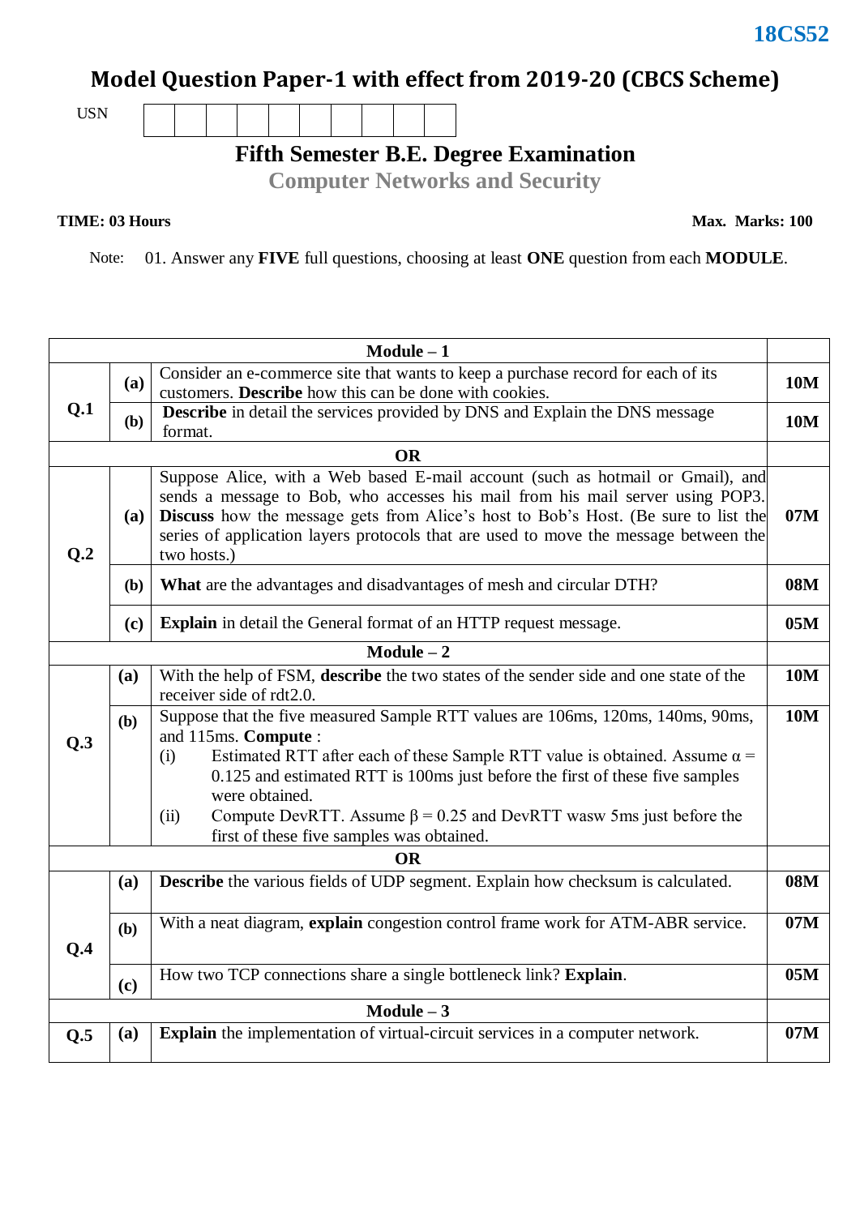**18CS52**

# Model Question Paper-1 with effect from 2019-20 (CBCS Scheme)

USN | | | | | | | | | | |

## Fifth Semester B.E. Degree Examination
### Computer Networks and Security

**TIME: 03 Hours** **Max. Marks: 100**

Note: 01. Answer any **FIVE** full questions, choosing at least **ONE** question from each **MODULE**.

| | | **Module – 1** | |
|---|---|---|---|
| **Q.1** | **(a)** | Consider an e-commerce site that wants to keep a purchase record for each of its customers. **Describe** how this can be done with cookies. | **10M** |
| | **(b)** | **Describe** in detail the services provided by DNS and Explain the DNS message format. | **10M** |
| | | **OR** | |
| **Q.2** | **(a)** | Suppose Alice, with a Web based E-mail account (such as hotmail or Gmail), and sends a message to Bob, who accesses his mail from his mail server using POP3. **Discuss** how the message gets from Alice's host to Bob's Host. (Be sure to list the series of application layers protocols that are used to move the message between the two hosts.) | **07M** |
| | **(b)** | **What** are the advantages and disadvantages of mesh and circular DTH? | **08M** |
| | **(c)** | **Explain** in detail the General format of an HTTP request message. | **05M** |
| | | **Module – 2** | |
| **Q.3** | **(a)** | With the help of FSM, **describe** the two states of the sender side and one state of the receiver side of rdt2.0. | **10M** |
| | **(b)** | Suppose that the five measured Sample RTT values are 106ms, 120ms, 140ms, 90ms, and 115ms. **Compute** :<br>(i) Estimated RTT after each of these Sample RTT value is obtained. Assume $\alpha = 0.125$ and estimated RTT is 100ms just before the first of these five samples were obtained.<br>(ii) Compute DevRTT. Assume $\beta = 0.25$ and DevRTT wasw 5ms just before the first of these five samples was obtained. | **10M** |
| | | **OR** | |
| **Q.4** | **(a)** | **Describe** the various fields of UDP segment. Explain how checksum is calculated. | **08M** |
| | **(b)** | With a neat diagram, **explain** congestion control frame work for ATM-ABR service. | **07M** |
| | **(c)** | How two TCP connections share a single bottleneck link? **Explain**. | **05M** |
| | | **Module – 3** | |
| **Q.5** | **(a)** | **Explain** the implementation of virtual-circuit services in a computer network. | **07M** |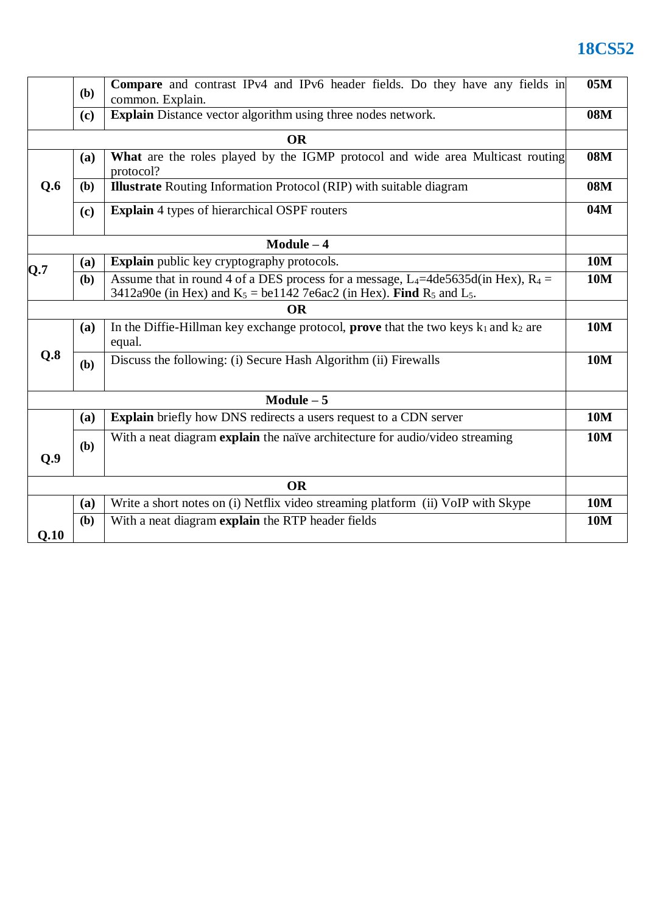| | | | |
|---|---|---|---|
| | **(b)** | **Compare** and contrast IPv4 and IPv6 header fields. Do they have any fields in common. Explain. | **05M** |
| | **(c)** | **Explain** Distance vector algorithm using three nodes network. | **08M** |
| | | **OR** | |
| **Q.6** | **(a)** | **What** are the roles played by the IGMP protocol and wide area Multicast routing protocol? | **08M** |
| | **(b)** | **Illustrate** Routing Information Protocol (RIP) with suitable diagram | **08M** |
| | **(c)** | **Explain** 4 types of hierarchical OSPF routers | **04M** |
| | | **Module – 4** | |
| **Q.7** | **(a)** | **Explain** public key cryptography protocols. | **10M** |
| | **(b)** | Assume that in round 4 of a DES process for a message, $L_4$=4de5635d(in Hex), $R_4$ = 3412a90e (in Hex) and $K_5$ = be1142 7e6ac2 (in Hex). **Find** $R_5$ and $L_5$. | **10M** |
| | | **OR** | |
| **Q.8** | **(a)** | In the Diffie-Hillman key exchange protocol, **prove** that the two keys $k_1$ and $k_2$ are equal. | **10M** |
| | **(b)** | Discuss the following: (i) Secure Hash Algorithm (ii) Firewalls | **10M** |
| | | **Module – 5** | |
| **Q.9** | **(a)** | **Explain** briefly how DNS redirects a users request to a CDN server | **10M** |
| | **(b)** | With a neat diagram **explain** the naïve architecture for audio/video streaming | **10M** |
| | | **OR** | |
| **Q.10** | **(a)** | Write a short notes on (i) Netflix video streaming platform (ii) VoIP with Skype | **10M** |
| | **(b)** | With a neat diagram **explain** the RTP header fields | **10M** |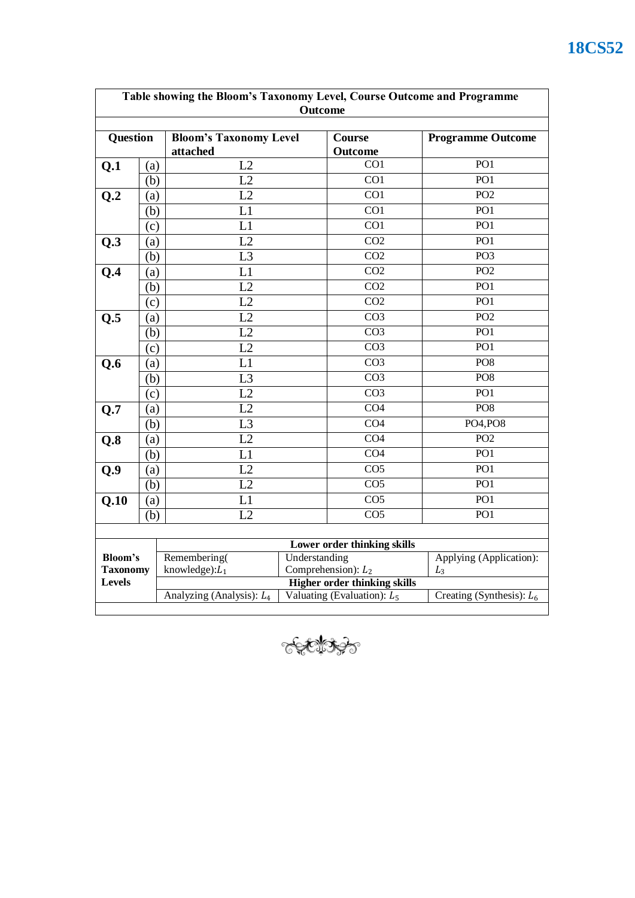**Table showing the Bloom's Taxonomy Level, Course Outcome and Programme Outcome**

| Question | | Bloom's Taxonomy Level attached | Course Outcome | Programme Outcome |
|---|---|---|---|---|
| **Q.1** | (a) | L2 | CO1 | PO1 |
| | (b) | L2 | CO1 | PO1 |
| **Q.2** | (a) | L2 | CO1 | PO2 |
| | (b) | L1 | CO1 | PO1 |
| | (c) | L1 | CO1 | PO1 |
| **Q.3** | (a) | L2 | CO2 | PO1 |
| | (b) | L3 | CO2 | PO3 |
| **Q.4** | (a) | L1 | CO2 | PO2 |
| | (b) | L2 | CO2 | PO1 |
| | (c) | L2 | CO2 | PO1 |
| **Q.5** | (a) | L2 | CO3 | PO2 |
| | (b) | L2 | CO3 | PO1 |
| | (c) | L2 | CO3 | PO1 |
| **Q.6** | (a) | L1 | CO3 | PO8 |
| | (b) | L3 | CO3 | PO8 |
| | (c) | L2 | CO3 | PO1 |
| **Q.7** | (a) | L2 | CO4 | PO8 |
| | (b) | L3 | CO4 | PO4,PO8 |
| **Q.8** | (a) | L2 | CO4 | PO2 |
| | (b) | L1 | CO4 | PO1 |
| **Q.9** | (a) | L2 | CO5 | PO1 |
| | (b) | L2 | CO5 | PO1 |
| **Q.10** | (a) | L1 | CO5 | PO1 |
| | (b) | L2 | CO5 | PO1 |

| | | | |
|---|---|---|---|
| **Bloom's Taxonomy Levels** | **Lower order thinking skills** | | |
| | Remembering( knowledge): $L_1$ | Understanding Comprehension): $L_2$ | Applying (Application): $L_3$ |
| | **Higher order thinking skills** | | |
| | Analyzing (Analysis): $L_4$ | Valuating (Evaluation): $L_5$ | Creating (Synthesis): $L_6$ |